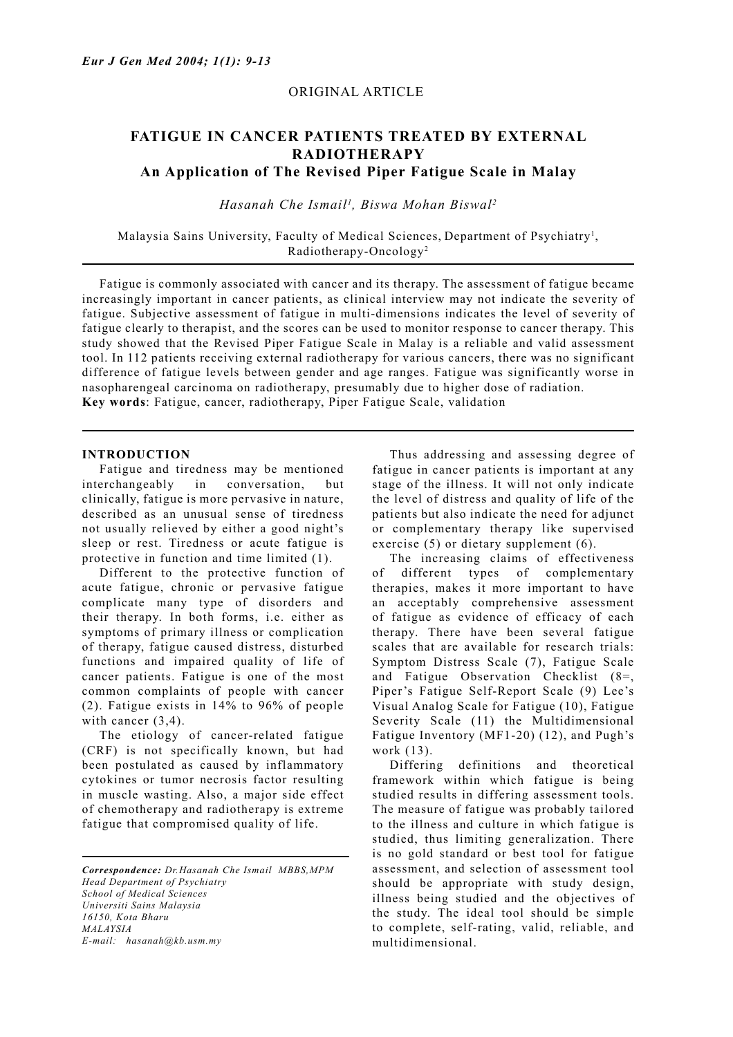ORIGINAL ARTICLE

# FATIGUE IN CANCER PATIENTS TREATED BY EXTERNAL RADIOTHERAPY

## An Application of The Revised Piper Fatigue Scale in Malay

*Hasanah Che Ismail[1], Biswa Mohan Biswal[2]*

Malaysia Sains University, Faculty of Medical Sciences, Department of Psychiatry[1], Radiotherapy-Oncology[2]

Fatigue is commonly associated with cancer and its therapy. The assessment of fatigue became increasingly important in cancer patients, as clinical interview may not indicate the severity of fatigue. Subjective assessment of fatigue in multi-dimensions indicates the level of severity of fatigue clearly to therapist, and the scores can be used to monitor response to cancer therapy. This study showed that the Revised Piper Fatigue Scale in Malay is a reliable and valid assessment tool. In 112 patients receiving external radiotherapy for various cancers, there was no significant difference of fatigue levels between gender and age ranges. Fatigue was significantly worse in nasopharengeal carcinoma on radiotherapy, presumably due to higher dose of radiation.

**Key words**: Fatigue, cancer, radiotherapy, Piper Fatigue Scale, validation

## INTRODUCTION

Fatigue and tiredness may be mentioned interchangeably in conversation, but clinically, fatigue is more pervasive in nature, described as an unusual sense of tiredness not usually relieved by either a good night's sleep or rest. Tiredness or acute fatigue is protective in function and time limited (1).

Different to the protective function of acute fatigue, chronic or pervasive fatigue complicate many type of disorders and their therapy. In both forms, i.e. either as symptoms of primary illness or complication of therapy, fatigue caused distress, disturbed functions and impaired quality of life of cancer patients. Fatigue is one of the most common complaints of people with cancer (2). Fatigue exists in 14% to 96% of people with cancer (3,4).

The etiology of cancer-related fatigue (CRF) is not specifically known, but had been postulated as caused by inflammatory cytokines or tumor necrosis factor resulting in muscle wasting. Also, a major side effect of chemotherapy and radiotherapy is extreme fatigue that compromised quality of life.

Thus addressing and assessing degree of fatigue in cancer patients is important at any stage of the illness. It will not only indicate the level of distress and quality of life of the patients but also indicate the need for adjunct or complementary therapy like supervised exercise (5) or dietary supplement (6).

The increasing claims of effectiveness of different types of complementary therapies, makes it more important to have an acceptably comprehensive assessment of fatigue as evidence of efficacy of each therapy. There have been several fatigue scales that are available for research trials: Symptom Distress Scale (7), Fatigue Scale and Fatigue Observation Checklist (8=, Piper's Fatigue Self-Report Scale (9) Lee's Visual Analog Scale for Fatigue (10), Fatigue Severity Scale (11) the Multidimensional Fatigue Inventory (MF1-20) (12), and Pugh's work (13).

Differing definitions and theoretical framework within which fatigue is being studied results in differing assessment tools. The measure of fatigue was probably tailored to the illness and culture in which fatigue is studied, thus limiting generalization. There is no gold standard or best tool for fatigue assessment, and selection of assessment tool should be appropriate with study design, illness being studied and the objectives of the study. The ideal tool should be simple to complete, self-rating, valid, reliable, and multidimensional.

---

*Correspondence: Dr.Hasanah Che Ismail MBBS,MPM*
*Head Department of Psychiatry*
*School of Medical Sciences*
*Universiti Sains Malaysia*
*16150, Kota Bharu*
*MALAYSIA*
*E-mail: hasanah@kb.usm.my*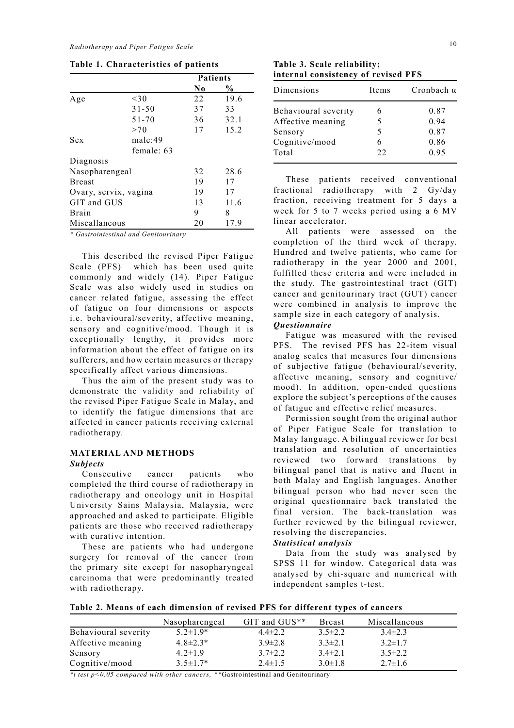**Table 1. Characteristics of patients**

| | | Patients | |
|---|---|---|---|
| | | No | % |
| Age | <30 | 22 | 19.6 |
| | 31-50 | 37 | 33 |
| | 51-70 | 36 | 32.1 |
| | >70 | 17 | 15.2 |
| Sex | male:49 | | |
| | female: 63 | | |
| Diagnosis | | | |
| Nasopharengeal | | 32 | 28.6 |
| Breast | | 19 | 17 |
| Ovary, servix, vagina | | 19 | 17 |
| GIT and GUS | | 13 | 11.6 |
| Brain | | 9 | 8 |
| Miscallaneous | | 20 | 17.9 |

*\* Gastrointestinal and Genitourinary*

This described the revised Piper Fatigue Scale (PFS) which has been used quite commonly and widely (14). Piper Fatigue Scale was also widely used in studies on cancer related fatigue, assessing the effect of fatigue on four dimensions or aspects i.e. behavioural/severity, affective meaning, sensory and cognitive/mood. Though it is exceptionally lengthy, it provides more information about the effect of fatigue on its sufferers, and how certain measures or therapy specifically affect various dimensions.

Thus the aim of the present study was to demonstrate the validity and reliability of the revised Piper Fatigue Scale in Malay, and to identify the fatigue dimensions that are affected in cancer patients receiving external radiotherapy.

## MATERIAL AND METHODS

### *Subjects*

Consecutive cancer patients who completed the third course of radiotherapy in radiotherapy and oncology unit in Hospital University Sains Malaysia, Malaysia, were approached and asked to participate. Eligible patients are those who received radiotherapy with curative intention.

These are patients who had undergone surgery for removal of the cancer from the primary site except for nasopharyngeal carcinoma that were predominantly treated with radiotherapy.

**Table 3. Scale reliability; internal consistency of revised PFS**

| Dimensions | Items | Cronbach α |
|---|---|---|
| Behavioural severity | 6 | 0.87 |
| Affective meaning | 5 | 0.94 |
| Sensory | 5 | 0.87 |
| Cognitive/mood | 6 | 0.86 |
| Total | 22 | 0.95 |

These patients received conventional fractional radiotherapy with 2 Gy/day fraction, receiving treatment for 5 days a week for 5 to 7 weeks period using a 6 MV linear accelerator.

All patients were assessed on the completion of the third week of therapy. Hundred and twelve patients, who came for radiotherapy in the year 2000 and 2001, fulfilled these criteria and were included in the study. The gastrointestinal tract (GIT) cancer and genitourinary tract (GUT) cancer were combined in analysis to improve the sample size in each category of analysis.

### *Questionnaire*

Fatigue was measured with the revised PFS. The revised PFS has 22-item visual analog scales that measures four dimensions of subjective fatigue (behavioural/severity, affective meaning, sensory and cognitive/mood). In addition, open-ended questions explore the subject's perceptions of the causes of fatigue and effective relief measures.

Permission sought from the original author of Piper Fatigue Scale for translation to Malay language. A bilingual reviewer for best translation and resolution of uncertainties reviewed two forward translations by bilingual panel that is native and fluent in both Malay and English languages. Another bilingual person who had never seen the original questionnaire back translated the final version. The back-translation was further reviewed by the bilingual reviewer, resolving the discrepancies.

### *Statistical analysis*

Data from the study was analysed by SPSS 11 for window. Categorical data was analysed by chi-square and numerical with independent samples t-test.

**Table 2. Means of each dimension of revised PFS for different types of cancers**

| | Nasopharengeal | GIT and GUS** | Breast | Miscallaneous |
|---|---|---|---|---|
| Behavioural severity | 5.2±1.9* | 4.4±2.2 | 3.5±2.2 | 3.4±2.3 |
| Affective meaning | 4.8±2.3* | 3.9±2.8 | 3.3±2.1 | 3.2±1.7 |
| Sensory | 4.2±1.9 | 3.7±2.2 | 3.4±2.1 | 3.5±2.2 |
| Cognitive/mood | 3.5±1.7* | 2.4±1.5 | 3.0±1.8 | 2.7±1.6 |

*\*t test $p<0.05$ compared with other cancers,* \*\*Gastrointestinal and Genitourinary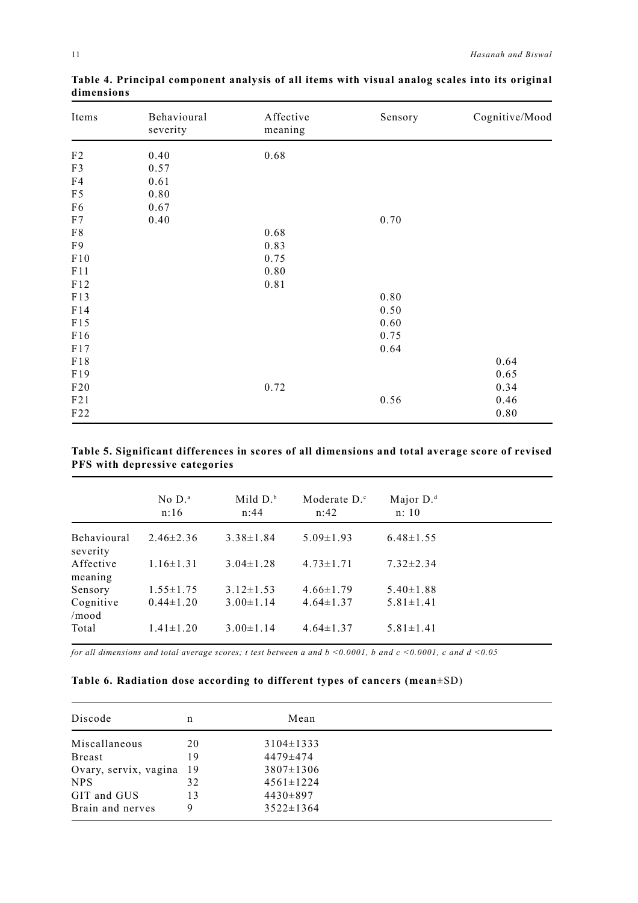**Table 4. Principal component analysis of all items with visual analog scales into its original dimensions**

| Items | Behavioural severity | Affective meaning | Sensory | Cognitive/Mood |
|---|---|---|---|---|
| F2 | 0.40 | 0.68 | | |
| F3 | 0.57 | | | |
| F4 | 0.61 | | | |
| F5 | 0.80 | | | |
| F6 | 0.67 | | | |
| F7 | 0.40 | | 0.70 | |
| F8 | | 0.68 | | |
| F9 | | 0.83 | | |
| F10 | | 0.75 | | |
| F11 | | 0.80 | | |
| F12 | | 0.81 | | |
| F13 | | | 0.80 | |
| F14 | | | 0.50 | |
| F15 | | | 0.60 | |
| F16 | | | 0.75 | |
| F17 | | | 0.64 | |
| F18 | | | | 0.64 |
| F19 | | | | 0.65 |
| F20 | | 0.72 | | 0.34 |
| F21 | | | 0.56 | 0.46 |
| F22 | | | | 0.80 |

**Table 5. Significant differences in scores of all dimensions and total average score of revised PFS with depressive categories**

| | No D.[a] n:16 | Mild D.[b] n:44 | Moderate D.[c] n:42 | Major D.[d] n: 10 |
|---|---|---|---|---|
| Behavioural severity | 2.46±2.36 | 3.38±1.84 | 5.09±1.93 | 6.48±1.55 |
| Affective meaning | 1.16±1.31 | 3.04±1.28 | 4.73±1.71 | 7.32±2.34 |
| Sensory | 1.55±1.75 | 3.12±1.53 | 4.66±1.79 | 5.40±1.88 |
| Cognitive /mood | 0.44±1.20 | 3.00±1.14 | 4.64±1.37 | 5.81±1.41 |
| Total | 1.41±1.20 | 3.00±1.14 | 4.64±1.37 | 5.81±1.41 |

*for all dimensions and total average scores; t test between a and b <0.0001, b and c <0.0001, c and d <0.05*

**Table 6. Radiation dose according to different types of cancers (mean**±SD)

| Discode | n | Mean |
|---|---|---|
| Miscallaneous | 20 | 3104±1333 |
| Breast | 19 | 4479±474 |
| Ovary, servix, vagina | 19 | 3807±1306 |
| NPS | 32 | 4561±1224 |
| GIT and GUS | 13 | 4430±897 |
| Brain and nerves | 9 | 3522±1364 |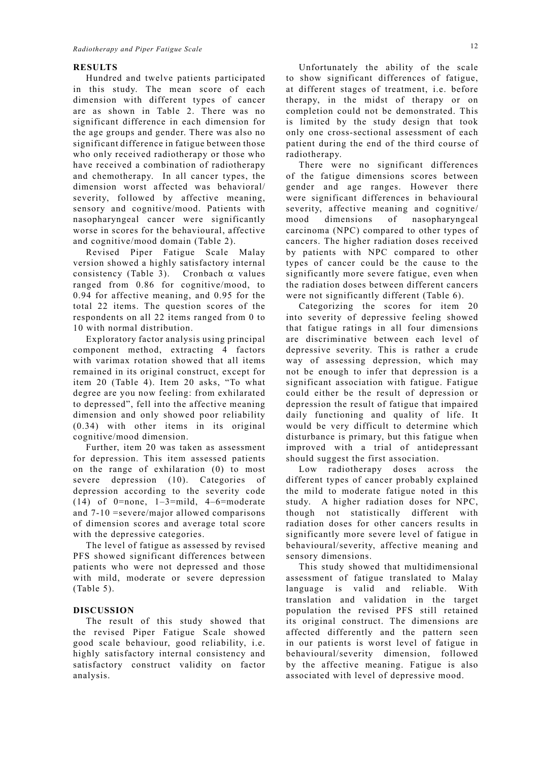## RESULTS

Hundred and twelve patients participated in this study. The mean score of each dimension with different types of cancer are as shown in Table 2. There was no significant difference in each dimension for the age groups and gender. There was also no significant difference in fatigue between those who only received radiotherapy or those who have received a combination of radiotherapy and chemotherapy. In all cancer types, the dimension worst affected was behavioral/ severity, followed by affective meaning, sensory and cognitive/mood. Patients with nasopharyngeal cancer were significantly worse in scores for the behavioural, affective and cognitive/mood domain (Table 2).

Revised Piper Fatigue Scale Malay version showed a highly satisfactory internal consistency (Table 3). Cronbach $\alpha$ values ranged from 0.86 for cognitive/mood, to 0.94 for affective meaning, and 0.95 for the total 22 items. The question scores of the respondents on all 22 items ranged from 0 to 10 with normal distribution.

Exploratory factor analysis using principal component method, extracting 4 factors with varimax rotation showed that all items remained in its original construct, except for item 20 (Table 4). Item 20 asks, "To what degree are you now feeling: from exhilarated to depressed", fell into the affective meaning dimension and only showed poor reliability (0.34) with other items in its original cognitive/mood dimension.

Further, item 20 was taken as assessment for depression. This item assessed patients on the range of exhilaration (0) to most severe depression (10). Categories of depression according to the severity code (14) of 0=none, 1–3=mild, 4–6=moderate and 7-10 =severe/major allowed comparisons of dimension scores and average total score with the depressive categories.

The level of fatigue as assessed by revised PFS showed significant differences between patients who were not depressed and those with mild, moderate or severe depression (Table 5).

## DISCUSSION

The result of this study showed that the revised Piper Fatigue Scale showed good scale behaviour, good reliability, i.e. highly satisfactory internal consistency and satisfactory construct validity on factor analysis.

Unfortunately the ability of the scale to show significant differences of fatigue, at different stages of treatment, i.e. before therapy, in the midst of therapy or on completion could not be demonstrated. This is limited by the study design that took only one cross-sectional assessment of each patient during the end of the third course of radiotherapy.

There were no significant differences of the fatigue dimensions scores between gender and age ranges. However there were significant differences in behavioural severity, affective meaning and cognitive/ mood dimensions of nasopharyngeal carcinoma (NPC) compared to other types of cancers. The higher radiation doses received by patients with NPC compared to other types of cancer could be the cause to the significantly more severe fatigue, even when the radiation doses between different cancers were not significantly different (Table 6).

Categorizing the scores for item 20 into severity of depressive feeling showed that fatigue ratings in all four dimensions are discriminative between each level of depressive severity. This is rather a crude way of assessing depression, which may not be enough to infer that depression is a significant association with fatigue. Fatigue could either be the result of depression or depression the result of fatigue that impaired daily functioning and quality of life. It would be very difficult to determine which disturbance is primary, but this fatigue when improved with a trial of antidepressant should suggest the first association.

Low radiotherapy doses across the different types of cancer probably explained the mild to moderate fatigue noted in this study. A higher radiation doses for NPC, though not statistically different with radiation doses for other cancers results in significantly more severe level of fatigue in behavioural/severity, affective meaning and sensory dimensions.

This study showed that multidimensional assessment of fatigue translated to Malay language is valid and reliable. With translation and validation in the target population the revised PFS still retained its original construct. The dimensions are affected differently and the pattern seen in our patients is worst level of fatigue in behavioural/severity dimension, followed by the affective meaning. Fatigue is also associated with level of depressive mood.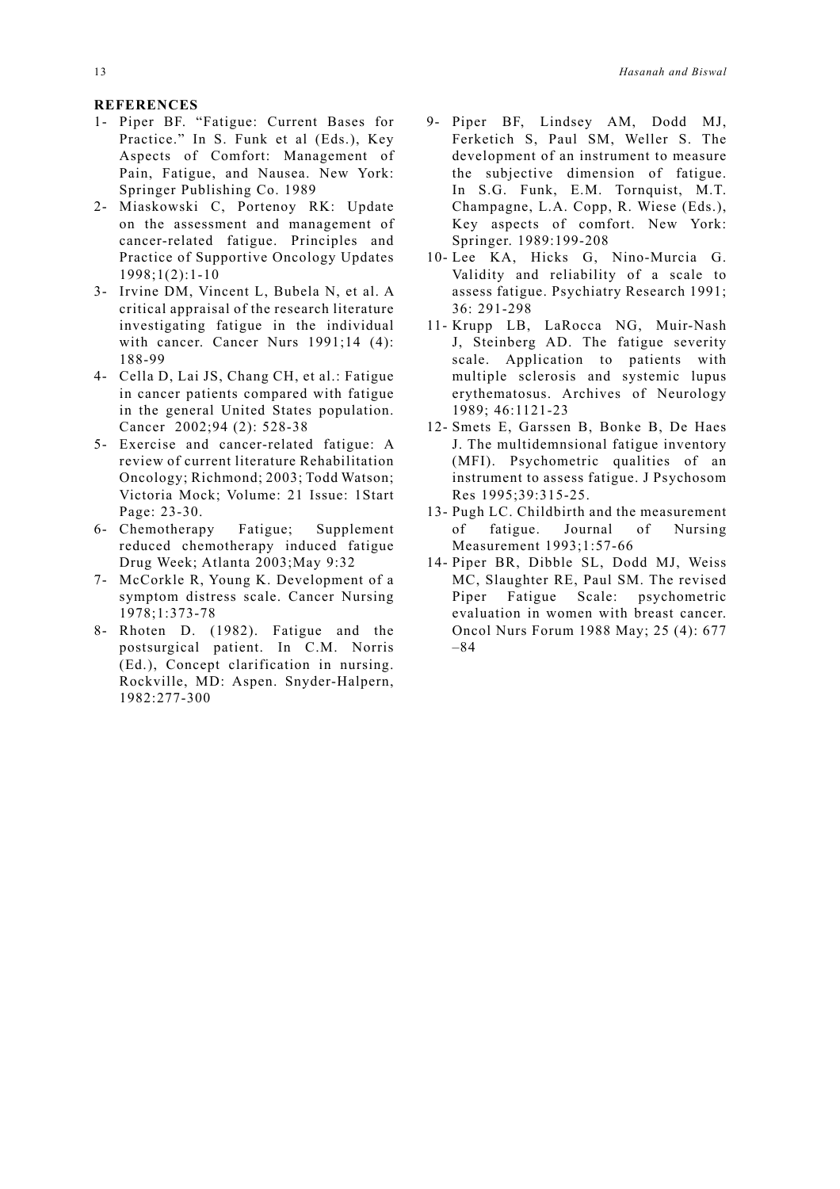**REFERENCES**

1- Piper BF. "Fatigue: Current Bases for Practice." In S. Funk et al (Eds.), Key Aspects of Comfort: Management of Pain, Fatigue, and Nausea. New York: Springer Publishing Co. 1989

2- Miaskowski C, Portenoy RK: Update on the assessment and management of cancer-related fatigue. Principles and Practice of Supportive Oncology Updates 1998;1(2):1-10

3- Irvine DM, Vincent L, Bubela N, et al. A critical appraisal of the research literature investigating fatigue in the individual with cancer. Cancer Nurs 1991;14 (4): 188-99

4- Cella D, Lai JS, Chang CH, et al.: Fatigue in cancer patients compared with fatigue in the general United States population. Cancer 2002;94 (2): 528-38

5- Exercise and cancer-related fatigue: A review of current literature Rehabilitation Oncology; Richmond; 2003; Todd Watson; Victoria Mock; Volume: 21 Issue: 1Start Page: 23-30.

6- Chemotherapy Fatigue; Supplement reduced chemotherapy induced fatigue Drug Week; Atlanta 2003;May 9:32

7- McCorkle R, Young K. Development of a symptom distress scale. Cancer Nursing 1978;1:373-78

8- Rhoten D. (1982). Fatigue and the postsurgical patient. In C.M. Norris (Ed.), Concept clarification in nursing. Rockville, MD: Aspen. Snyder-Halpern, 1982:277-300

9- Piper BF, Lindsey AM, Dodd MJ, Ferketich S, Paul SM, Weller S. The development of an instrument to measure the subjective dimension of fatigue. In S.G. Funk, E.M. Tornquist, M.T. Champagne, L.A. Copp, R. Wiese (Eds.), Key aspects of comfort. New York: Springer. 1989:199-208

10- Lee KA, Hicks G, Nino-Murcia G. Validity and reliability of a scale to assess fatigue. Psychiatry Research 1991; 36: 291-298

11- Krupp LB, LaRocca NG, Muir-Nash J, Steinberg AD. The fatigue severity scale. Application to patients with multiple sclerosis and systemic lupus erythematosus. Archives of Neurology 1989; 46:1121-23

12- Smets E, Garssen B, Bonke B, De Haes J. The multidemnsional fatigue inventory (MFI). Psychometric qualities of an instrument to assess fatigue. J Psychosom Res 1995;39:315-25.

13- Pugh LC. Childbirth and the measurement of fatigue. Journal of Nursing Measurement 1993;1:57-66

14- Piper BR, Dibble SL, Dodd MJ, Weiss MC, Slaughter RE, Paul SM. The revised Piper Fatigue Scale: psychometric evaluation in women with breast cancer. Oncol Nurs Forum 1988 May; 25 (4): 677 –84